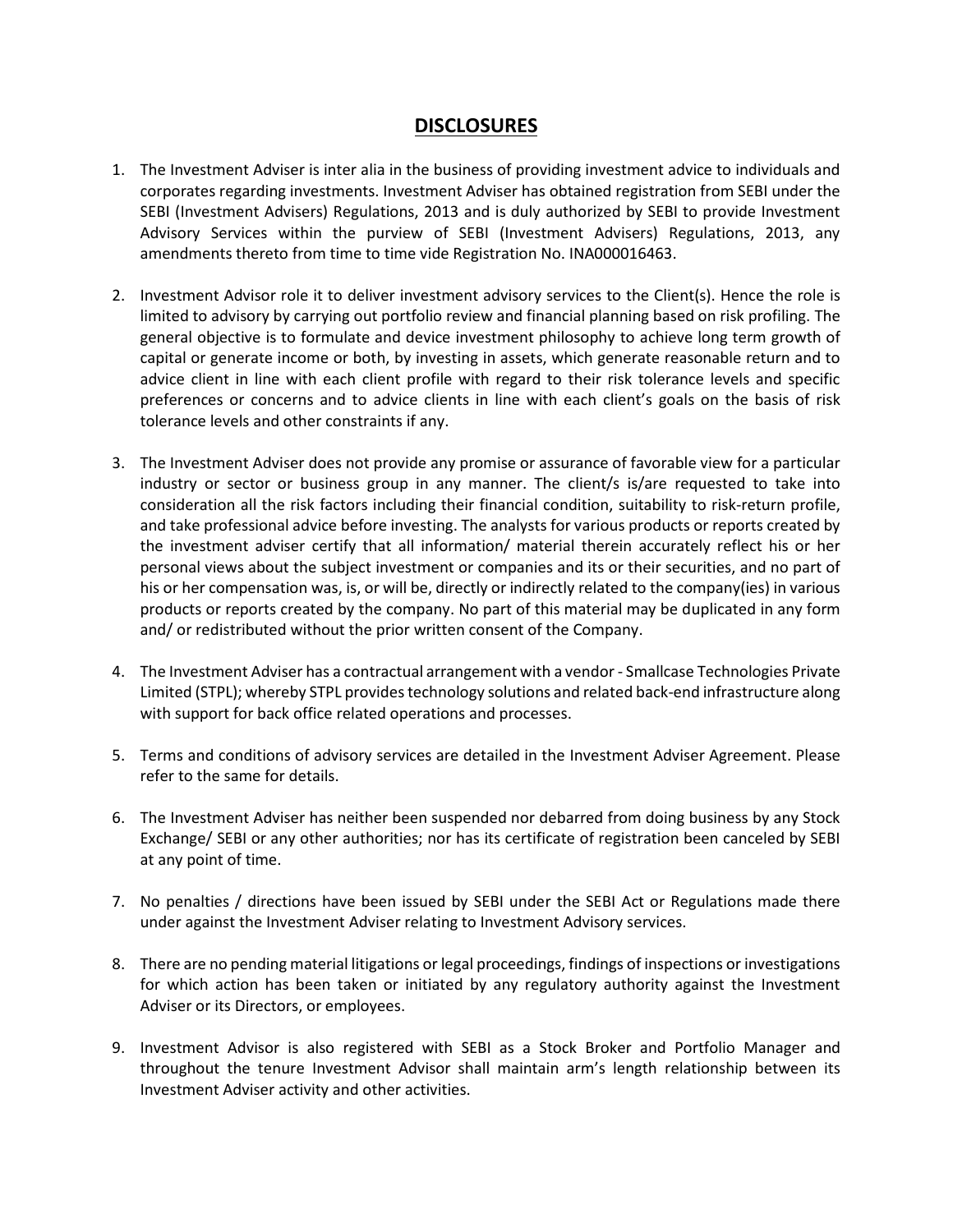# DISCLOSURES

1. The Investment Adviser is inter alia in the business of providing investment advice to individuals and corporates regarding investments. Investment Adviser has obtained registration from SEBI under the SEBI (Investment Advisers) Regulations, 2013 and is duly authorized by SEBI to provide Investment Advisory Services within the purview of SEBI (Investment Advisers) Regulations, 2013, any amendments thereto from time to time vide Registration No. INA000016463.

2. Investment Advisor role it to deliver investment advisory services to the Client(s). Hence the role is limited to advisory by carrying out portfolio review and financial planning based on risk profiling. The general objective is to formulate and device investment philosophy to achieve long term growth of capital or generate income or both, by investing in assets, which generate reasonable return and to advice client in line with each client profile with regard to their risk tolerance levels and specific preferences or concerns and to advice clients in line with each client's goals on the basis of risk tolerance levels and other constraints if any.

3. The Investment Adviser does not provide any promise or assurance of favorable view for a particular industry or sector or business group in any manner. The client/s is/are requested to take into consideration all the risk factors including their financial condition, suitability to risk-return profile, and take professional advice before investing. The analysts for various products or reports created by the investment adviser certify that all information/ material therein accurately reflect his or her personal views about the subject investment or companies and its or their securities, and no part of his or her compensation was, is, or will be, directly or indirectly related to the company(ies) in various products or reports created by the company. No part of this material may be duplicated in any form and/ or redistributed without the prior written consent of the Company.

4. The Investment Adviser has a contractual arrangement with a vendor - Smallcase Technologies Private Limited (STPL); whereby STPL provides technology solutions and related back-end infrastructure along with support for back office related operations and processes.

5. Terms and conditions of advisory services are detailed in the Investment Adviser Agreement. Please refer to the same for details.

6. The Investment Adviser has neither been suspended nor debarred from doing business by any Stock Exchange/ SEBI or any other authorities; nor has its certificate of registration been canceled by SEBI at any point of time.

7. No penalties / directions have been issued by SEBI under the SEBI Act or Regulations made there under against the Investment Adviser relating to Investment Advisory services.

8. There are no pending material litigations or legal proceedings, findings of inspections or investigations for which action has been taken or initiated by any regulatory authority against the Investment Adviser or its Directors, or employees.

9. Investment Advisor is also registered with SEBI as a Stock Broker and Portfolio Manager and throughout the tenure Investment Advisor shall maintain arm's length relationship between its Investment Adviser activity and other activities.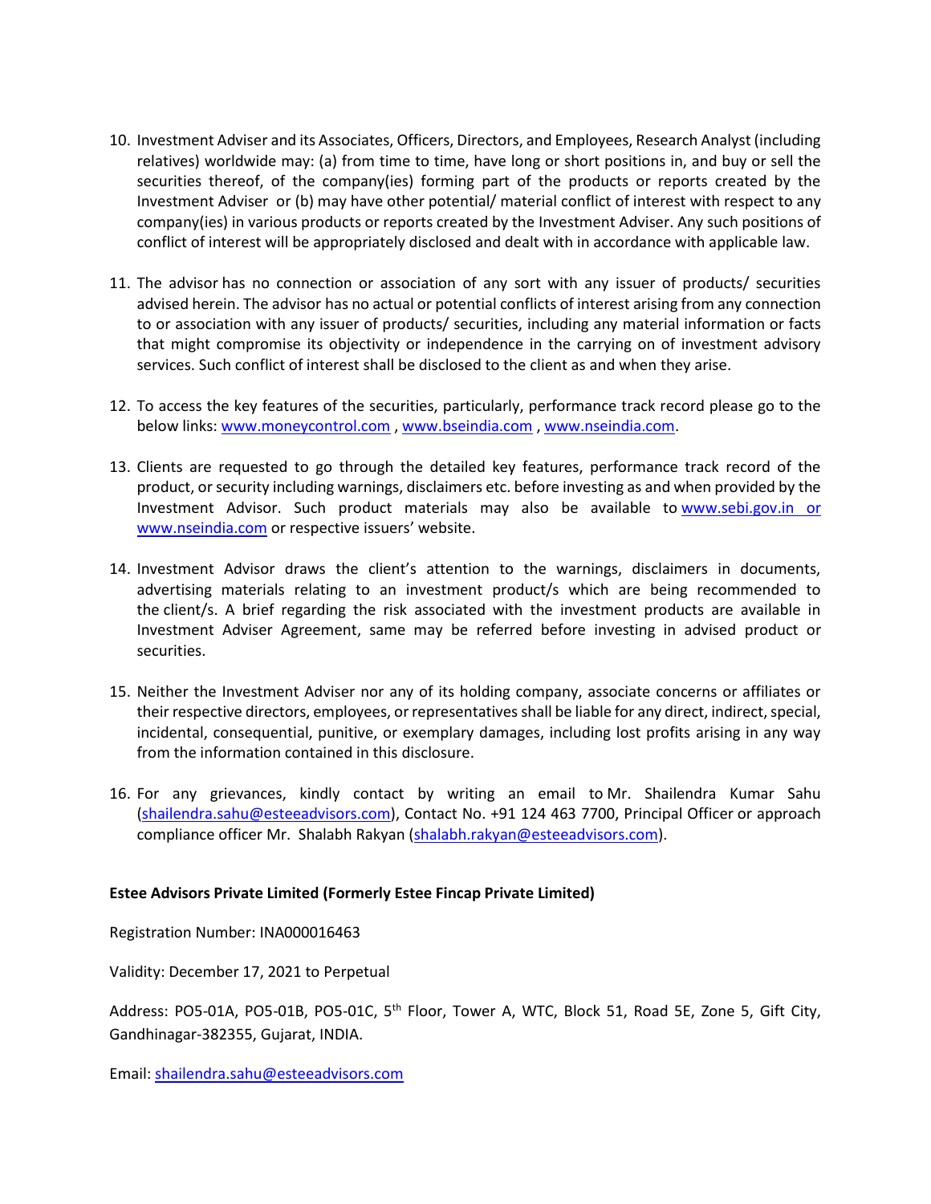10. Investment Adviser and its Associates, Officers, Directors, and Employees, Research Analyst (including relatives) worldwide may: (a) from time to time, have long or short positions in, and buy or sell the securities thereof, of the company(ies) forming part of the products or reports created by the Investment Adviser or (b) may have other potential/ material conflict of interest with respect to any company(ies) in various products or reports created by the Investment Adviser. Any such positions of conflict of interest will be appropriately disclosed and dealt with in accordance with applicable law.

11. The advisor has no connection or association of any sort with any issuer of products/ securities advised herein. The advisor has no actual or potential conflicts of interest arising from any connection to or association with any issuer of products/ securities, including any material information or facts that might compromise its objectivity or independence in the carrying on of investment advisory services. Such conflict of interest shall be disclosed to the client as and when they arise.

12. To access the key features of the securities, particularly, performance track record please go to the below links: www.moneycontrol.com , www.bseindia.com , www.nseindia.com.

13. Clients are requested to go through the detailed key features, performance track record of the product, or security including warnings, disclaimers etc. before investing as and when provided by the Investment Advisor. Such product materials may also be available to www.sebi.gov.in or www.nseindia.com or respective issuers' website.

14. Investment Advisor draws the client's attention to the warnings, disclaimers in documents, advertising materials relating to an investment product/s which are being recommended to the client/s. A brief regarding the risk associated with the investment products are available in Investment Adviser Agreement, same may be referred before investing in advised product or securities.

15. Neither the Investment Adviser nor any of its holding company, associate concerns or affiliates or their respective directors, employees, or representatives shall be liable for any direct, indirect, special, incidental, consequential, punitive, or exemplary damages, including lost profits arising in any way from the information contained in this disclosure.

16. For any grievances, kindly contact by writing an email to Mr. Shailendra Kumar Sahu (shailendra.sahu@esteeadvisors.com), Contact No. +91 124 463 7700, Principal Officer or approach compliance officer Mr. Shalabh Rakyan (shalabh.rakyan@esteeadvisors.com).

**Estee Advisors Private Limited (Formerly Estee Fincap Private Limited)**

Registration Number: INA000016463

Validity: December 17, 2021 to Perpetual

Address: PO5-01A, PO5-01B, PO5-01C, 5th Floor, Tower A, WTC, Block 51, Road 5E, Zone 5, Gift City, Gandhinagar-382355, Gujarat, INDIA.

Email: shailendra.sahu@esteeadvisors.com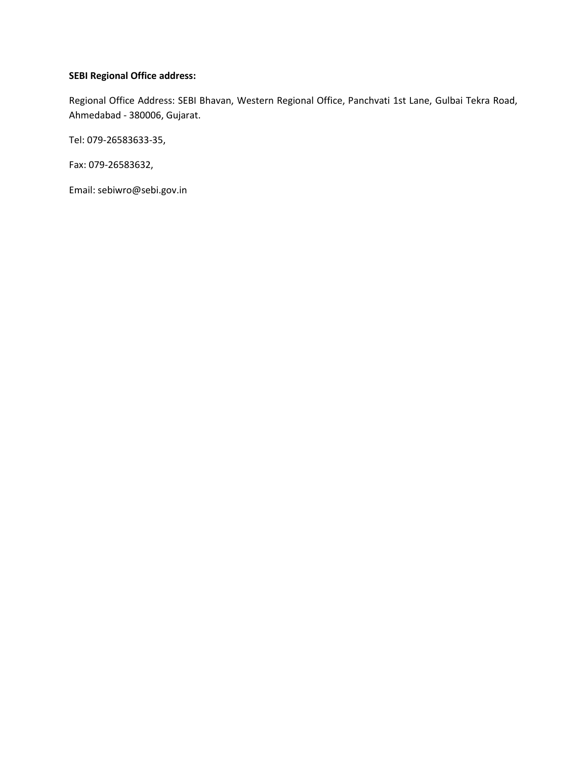**SEBI Regional Office address:**

Regional Office Address: SEBI Bhavan, Western Regional Office, Panchvati 1st Lane, Gulbai Tekra Road, Ahmedabad - 380006, Gujarat.

Tel: 079-26583633-35,

Fax: 079-26583632,

Email: sebiwro@sebi.gov.in